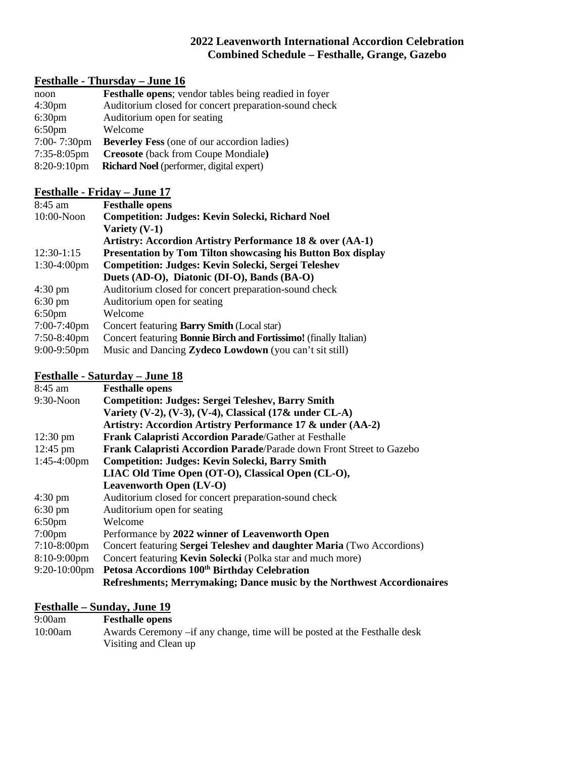# 2022 Leavenworth International Accordion Celebration
## Combined Schedule – Festhalle, Grange, Gazebo

### Festhalle - Thursday – June 16

| | |
|---|---|
| noon | **Festhalle opens**; vendor tables being readied in foyer |
| 4:30pm | Auditorium closed for concert preparation-sound check |
| 6:30pm | Auditorium open for seating |
| 6:50pm | Welcome |
| 7:00- 7:30pm | **Beverley Fess** (one of our accordion ladies) |
| 7:35-8:05pm | **Creosote** (back from Coupe Mondiale**)** |
| 8:20-9:10pm | **Richard Noel** (performer, digital expert) |

### Festhalle - Friday – June 17

| | |
|---|---|
| 8:45 am | **Festhalle opens** |
| 10:00-Noon | **Competition: Judges: Kevin Solecki, Richard Noel** |
| | **Variety (V-1)** |
| | **Artistry: Accordion Artistry Performance 18 & over (AA-1)** |
| 12:30-1:15 | **Presentation by Tom Tilton showcasing his Button Box display** |
| 1:30-4:00pm | **Competition: Judges: Kevin Solecki, Sergei Teleshev** |
| | **Duets (AD-O), Diatonic (DI-O), Bands (BA-O)** |
| 4:30 pm | Auditorium closed for concert preparation-sound check |
| 6:30 pm | Auditorium open for seating |
| 6:50pm | Welcome |
| 7:00-7:40pm | Concert featuring **Barry Smith** (Local star) |
| 7:50-8:40pm | Concert featuring **Bonnie Birch and Fortissimo!** (finally Italian) |
| 9:00-9:50pm | Music and Dancing **Zydeco Lowdown** (you can't sit still) |

### Festhalle - Saturday – June 18

| | |
|---|---|
| 8:45 am | **Festhalle opens** |
| 9:30-Noon | **Competition: Judges: Sergei Teleshev, Barry Smith** |
| | **Variety (V-2), (V-3), (V-4), Classical (17& under CL-A)** |
| | **Artistry: Accordion Artistry Performance 17 & under (AA-2)** |
| 12:30 pm | **Frank Calapristi Accordion Parade**/Gather at Festhalle |
| 12:45 pm | **Frank Calapristi Accordion Parade**/Parade down Front Street to Gazebo |
| 1:45-4:00pm | **Competition: Judges: Kevin Solecki, Barry Smith** |
| | **LIAC Old Time Open (OT-O), Classical Open (CL-O),** |
| | **Leavenworth Open (LV-O)** |
| 4:30 pm | Auditorium closed for concert preparation-sound check |
| 6:30 pm | Auditorium open for seating |
| 6:50pm | Welcome |
| 7:00pm | Performance by **2022 winner of Leavenworth Open** |
| 7:10-8:00pm | Concert featuring **Sergei Teleshev and daughter Maria** (Two Accordions) |
| 8:10-9:00pm | Concert featuring **Kevin Solecki** (Polka star and much more) |
| 9:20-10:00pm | **Petosa Accordions 100th Birthday Celebration** |
| | **Refreshments; Merrymaking; Dance music by the Northwest Accordionaires** |

### Festhalle – Sunday, June 19

| | |
|---|---|
| 9:00am | **Festhalle opens** |
| 10:00am | Awards Ceremony –if any change, time will be posted at the Festhalle desk |
| | Visiting and Clean up |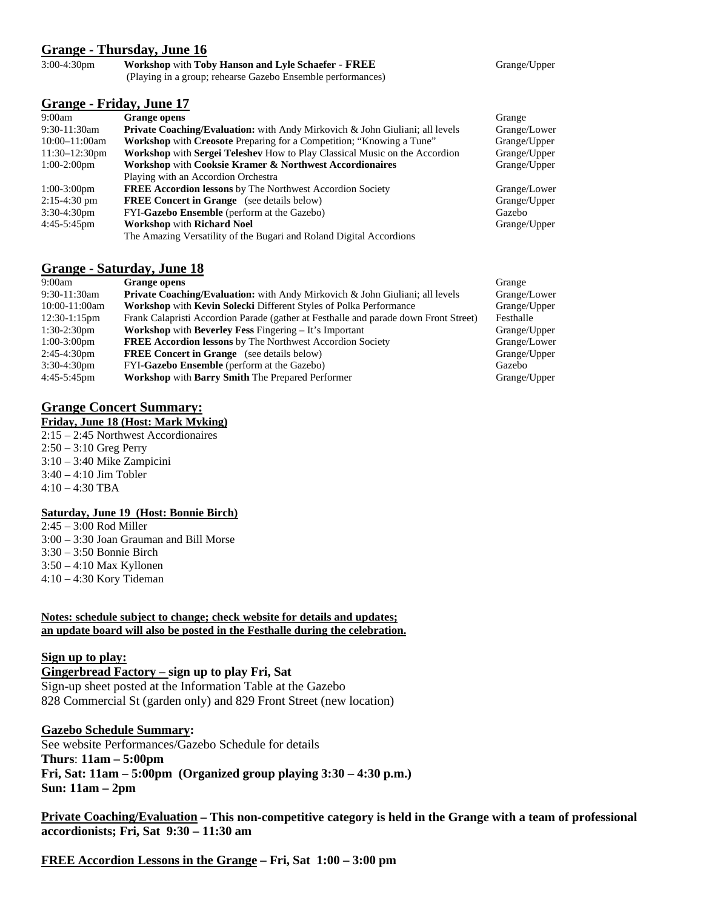## Grange - Thursday, June 16

| | | |
|---|---|---|
| 3:00-4:30pm | **Workshop** with **Toby Hanson and Lyle Schaefer** - **FREE**<br>(Playing in a group; rehearse Gazebo Ensemble performances) | Grange/Upper |

## Grange - Friday, June 17

| | | |
|---|---|---|
| 9:00am | **Grange opens** | Grange |
| 9:30-11:30am | **Private Coaching/Evaluation:** with Andy Mirkovich & John Giuliani; all levels | Grange/Lower |
| 10:00–11:00am | **Workshop** with **Creosote** Preparing for a Competition; "Knowing a Tune" | Grange/Upper |
| 11:30–12:30pm | **Workshop** with **Sergei Teleshev** How to Play Classical Music on the Accordion | Grange/Upper |
| 1:00-2:00pm | **Workshop** with **Cooksie Kramer & Northwest Accordionaires**<br>Playing with an Accordion Orchestra | Grange/Upper |
| 1:00-3:00pm | **FREE Accordion lessons** by The Northwest Accordion Society | Grange/Lower |
| 2:15-4:30 pm | **FREE Concert in Grange** (see details below) | Grange/Upper |
| 3:30-4:30pm | FYI-**Gazebo Ensemble** (perform at the Gazebo) | Gazebo |
| 4:45-5:45pm | **Workshop** with **Richard Noel**<br>The Amazing Versatility of the Bugari and Roland Digital Accordions | Grange/Upper |

## Grange - Saturday, June 18

| | | |
|---|---|---|
| 9:00am | **Grange opens** | Grange |
| 9:30-11:30am | **Private Coaching/Evaluation:** with Andy Mirkovich & John Giuliani; all levels | Grange/Lower |
| 10:00-11:00am | **Workshop** with **Kevin Solecki** Different Styles of Polka Performance | Grange/Upper |
| 12:30-1:15pm | Frank Calapristi Accordion Parade (gather at Festhalle and parade down Front Street) | Festhalle |
| 1:30-2:30pm | **Workshop** with **Beverley Fess** Fingering – It's Important | Grange/Upper |
| 1:00-3:00pm | **FREE Accordion lessons** by The Northwest Accordion Society | Grange/Lower |
| 2:45-4:30pm | **FREE Concert in Grange** (see details below) | Grange/Upper |
| 3:30-4:30pm | FYI-**Gazebo Ensemble** (perform at the Gazebo) | Gazebo |
| 4:45-5:45pm | **Workshop** with **Barry Smith** The Prepared Performer | Grange/Upper |

## Grange Concert Summary:

**Friday, June 18 (Host: Mark Myking)**

2:15 – 2:45 Northwest Accordionaires
2:50 – 3:10 Greg Perry
3:10 – 3:40 Mike Zampicini
3:40 – 4:10 Jim Tobler
4:10 – 4:30 TBA

**Saturday, June 19 (Host: Bonnie Birch)**

2:45 – 3:00 Rod Miller
3:00 – 3:30 Joan Grauman and Bill Morse
3:30 – 3:50 Bonnie Birch
3:50 – 4:10 Max Kyllonen
4:10 – 4:30 Kory Tideman

**Notes: schedule subject to change; check website for details and updates; an update board will also be posted in the Festhalle during the celebration.**

**Sign up to play:**

**Gingerbread Factory – sign up to play Fri, Sat**

Sign-up sheet posted at the Information Table at the Gazebo
828 Commercial St (garden only) and 829 Front Street (new location)

**Gazebo Schedule Summary:**

See website Performances/Gazebo Schedule for details
**Thurs**: **11am – 5:00pm**
**Fri, Sat: 11am – 5:00pm (Organized group playing 3:30 – 4:30 p.m.)**
**Sun: 11am – 2pm**

**Private Coaching/Evaluation – This non-competitive category is held in the Grange with a team of professional accordionists; Fri, Sat 9:30 – 11:30 am**

**FREE Accordion Lessons in the Grange – Fri, Sat 1:00 – 3:00 pm**